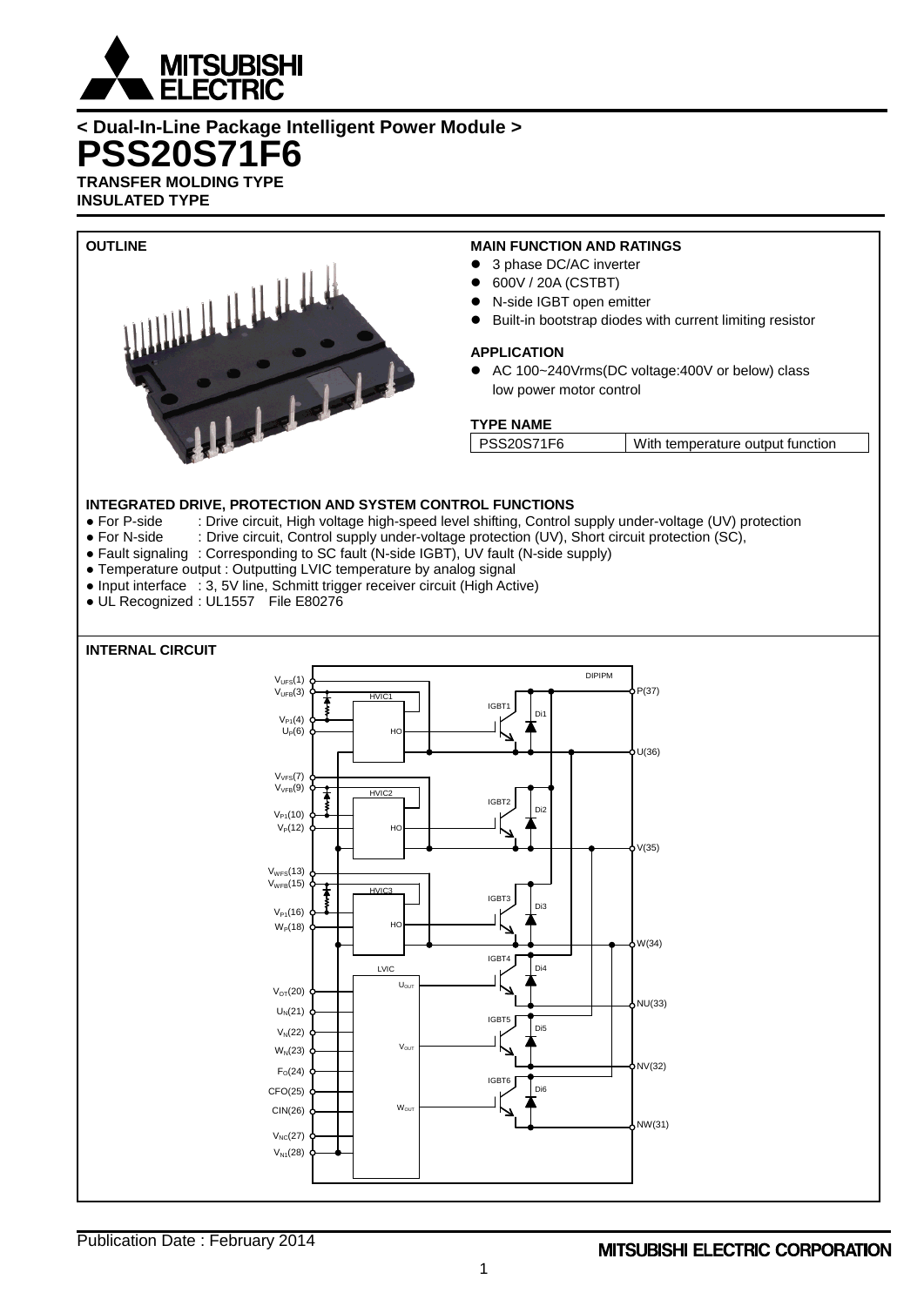< Dual-In-Line Package Intelligent Power Module >

# PSS20S71F6

**TRANSFER MOLDING TYPE**
**INSULATED TYPE**

## OUTLINE

## MAIN FUNCTION AND RATINGS

- 3 phase DC/AC inverter
- 600V / 20A (CSTBT)
- N-side IGBT open emitter
- Built-in bootstrap diodes with current limiting resistor

## APPLICATION

- AC 100~240Vrms(DC voltage:400V or below) class low power motor control

## TYPE NAME

| PSS20S71F6 | With temperature output function |
|---|---|

## INTEGRATED DRIVE, PROTECTION AND SYSTEM CONTROL FUNCTIONS

- For P-side : Drive circuit, High voltage high-speed level shifting, Control supply under-voltage (UV) protection
- For N-side : Drive circuit, Control supply under-voltage protection (UV), Short circuit protection (SC),
- Fault signaling : Corresponding to SC fault (N-side IGBT), UV fault (N-side supply)
- Temperature output : Outputting LVIC temperature by analog signal
- Input interface : 3, 5V line, Schmitt trigger receiver circuit (High Active)
- UL Recognized : UL1557 File E80276

## INTERNAL CIRCUIT

DIPIPM

$V_{UFS}$(1), $V_{UFB}$(3), $V_{P1}$(4), $U_P$(6), $V_{VFS}$(7), $V_{VFB}$(9), $V_{P1}$(10), $V_P$(12), $V_{WFS}$(13), $V_{WFB}$(15), $V_{P1}$(16), $W_P$(18), $V_{OT}$(20), $U_N$(21), $V_N$(22), $W_N$(23), $F_O$(24), CFO(25), CIN(26), $V_{NC}$(27), $V_{N1}$(28)

HVIC1, HVIC2, HVIC3 (HO), LVIC ($U_{OUT}$, $V_{OUT}$, $W_{OUT}$)

IGBT1–IGBT6, Di1–Di6

P(37), U(36), V(35), W(34), NU(33), NV(32), NW(31)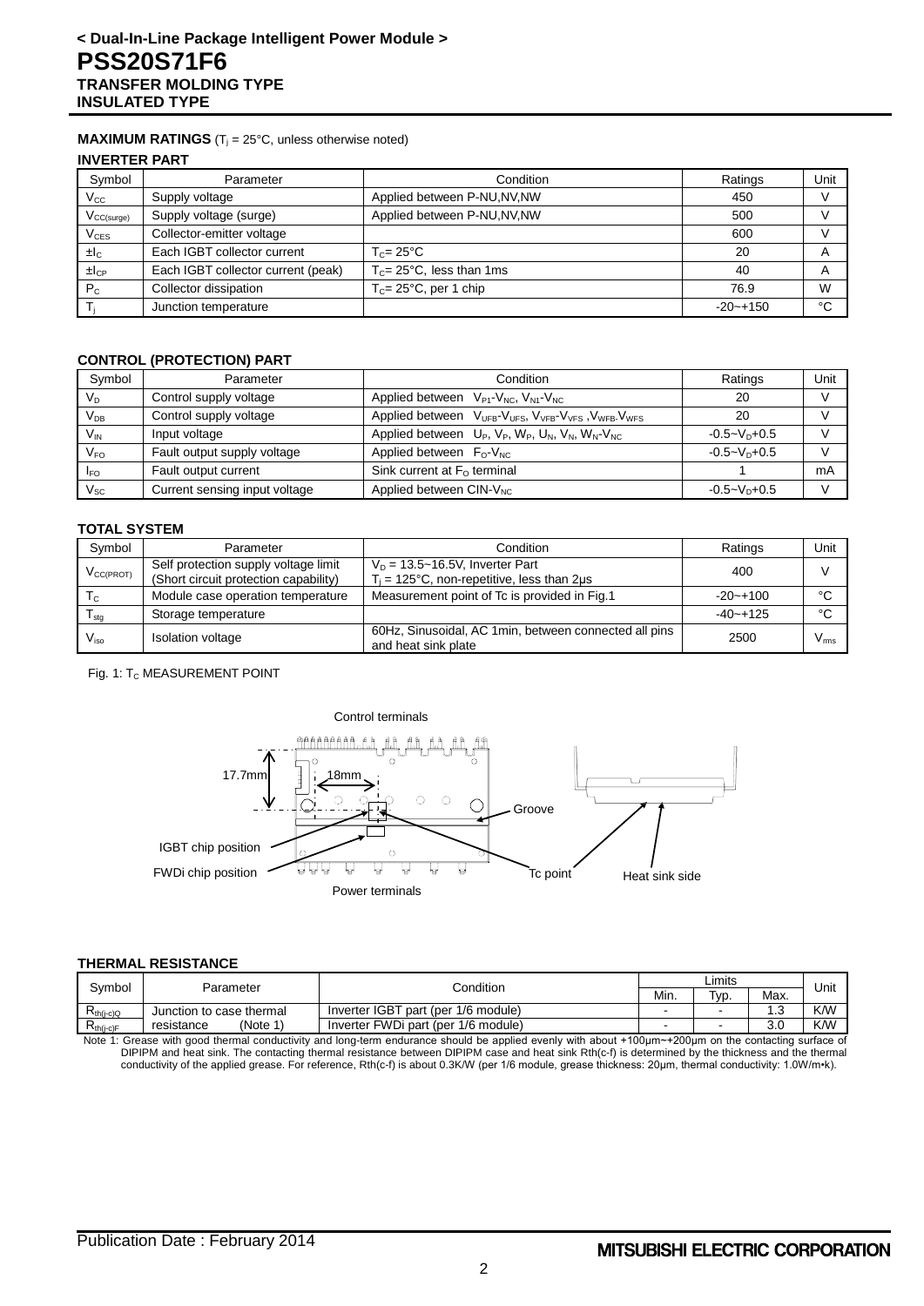< Dual-In-Line Package Intelligent Power Module >
# PSS20S71F6
**TRANSFER MOLDING TYPE**
**INSULATED TYPE**

**MAXIMUM RATINGS** ($T_j$ = 25°C, unless otherwise noted)

### INVERTER PART

| Symbol | Parameter | Condition | Ratings | Unit |
|---|---|---|---|---|
| $V_{CC}$ | Supply voltage | Applied between P-NU,NV,NW | 450 | V |
| $V_{CC(surge)}$ | Supply voltage (surge) | Applied between P-NU,NV,NW | 500 | V |
| $V_{CES}$ | Collector-emitter voltage | | 600 | V |
| $\pm I_C$ | Each IGBT collector current | $T_C$= 25°C | 20 | A |
| $\pm I_{CP}$ | Each IGBT collector current (peak) | $T_C$= 25°C, less than 1ms | 40 | A |
| $P_C$ | Collector dissipation | $T_C$= 25°C, per 1 chip | 76.9 | W |
| $T_j$ | Junction temperature | | -20~+150 | °C |

### CONTROL (PROTECTION) PART

| Symbol | Parameter | Condition | Ratings | Unit |
|---|---|---|---|---|
| $V_D$ | Control supply voltage | Applied between $V_{P1}$-$V_{NC}$, $V_{N1}$-$V_{NC}$ | 20 | V |
| $V_{DB}$ | Control supply voltage | Applied between $V_{UFB}$-$V_{UFS}$, $V_{VFB}$-$V_{VFS}$ ,$V_{WFB}$-$V_{WFS}$ | 20 | V |
| $V_{IN}$ | Input voltage | Applied between $U_P$, $V_P$, $W_P$, $U_N$, $V_N$, $W_N$-$V_{NC}$ | -0.5~$V_D$+0.5 | V |
| $V_{FO}$ | Fault output supply voltage | Applied between $F_O$-$V_{NC}$ | -0.5~$V_D$+0.5 | V |
| $I_{FO}$ | Fault output current | Sink current at $F_O$ terminal | 1 | mA |
| $V_{SC}$ | Current sensing input voltage | Applied between CIN-$V_{NC}$ | -0.5~$V_D$+0.5 | V |

### TOTAL SYSTEM

| Symbol | Parameter | Condition | Ratings | Unit |
|---|---|---|---|---|
| $V_{CC(PROT)}$ | Self protection supply voltage limit (Short circuit protection capability) | $V_D$ = 13.5~16.5V, Inverter Part $T_j$ = 125°C, non-repetitive, less than 2μs | 400 | V |
| $T_C$ | Module case operation temperature | Measurement point of Tc is provided in Fig.1 | -20~+100 | °C |
| $T_{stg}$ | Storage temperature | | -40~+125 | °C |
| $V_{iso}$ | Isolation voltage | 60Hz, Sinusoidal, AC 1min, between connected all pins and heat sink plate | 2500 | $V_{rms}$ |

Fig. 1: $T_C$ MEASUREMENT POINT

Control terminals
17.7mm
18mm
Groove
IGBT chip position
FWDi chip position
Tc point
Heat sink side
Power terminals

### THERMAL RESISTANCE

| Symbol | Parameter | Condition | Limits Min. | Limits Typ. | Limits Max. | Unit |
|---|---|---|---|---|---|---|
| $R_{th(j-c)Q}$ | Junction to case thermal resistance (Note 1) | Inverter IGBT part (per 1/6 module) | - | - | 1.3 | K/W |
| $R_{th(j-c)F}$ | | Inverter FWDi part (per 1/6 module) | - | - | 3.0 | K/W |

Note 1: Grease with good thermal conductivity and long-term endurance should be applied evenly with about +100μm~+200μm on the contacting surface of DIPIPM and heat sink. The contacting thermal resistance between DIPIPM case and heat sink Rth(c-f) is determined by the thickness and the thermal conductivity of the applied grease. For reference, Rth(c-f) is about 0.3K/W (per 1/6 module, grease thickness: 20μm, thermal conductivity: 1.0W/m•k).

Publication Date : February 2014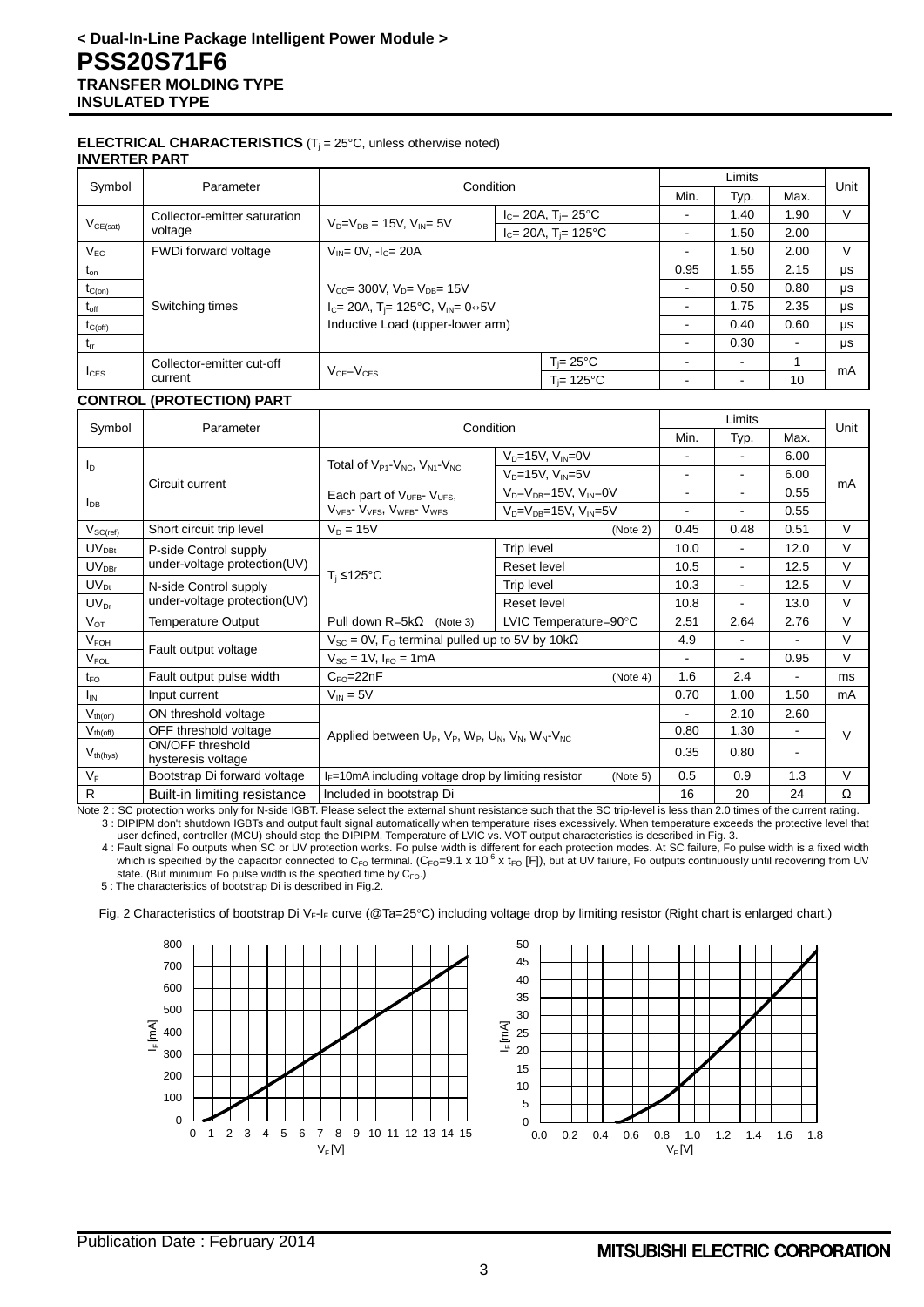**< Dual-In-Line Package Intelligent Power Module >**

# PSS20S71F6

**TRANSFER MOLDING TYPE**
**INSULATED TYPE**

**ELECTRICAL CHARACTERISTICS** ($T_j$ = 25°C, unless otherwise noted)

**INVERTER PART**

| Symbol | Parameter | Condition | | Limits Min. | Typ. | Max. | Unit |
|---|---|---|---|---|---|---|---|
| $V_{CE(sat)}$ | Collector-emitter saturation voltage | $V_D$=$V_{DB}$ = 15V, $V_{IN}$= 5V | $I_C$= 20A, $T_j$= 25°C | - | 1.40 | 1.90 | V |
| | | | $I_C$= 20A, $T_j$= 125°C | - | 1.50 | 2.00 | |
| $V_{EC}$ | FWDi forward voltage | $V_{IN}$= 0V, -$I_C$= 20A | | - | 1.50 | 2.00 | V |
| $t_{on}$ | Switching times | $V_{CC}$= 300V, $V_D$= $V_{DB}$= 15V, $I_C$= 20A, $T_j$= 125°C, $V_{IN}$= 0↔5V, Inductive Load (upper-lower arm) | | 0.95 | 1.55 | 2.15 | μs |
| $t_{C(on)}$ | | | | - | 0.50 | 0.80 | μs |
| $t_{off}$ | | | | - | 1.75 | 2.35 | μs |
| $t_{C(off)}$ | | | | - | 0.40 | 0.60 | μs |
| $t_{rr}$ | | | | - | 0.30 | - | μs |
| $I_{CES}$ | Collector-emitter cut-off current | $V_{CE}$=$V_{CES}$ | $T_j$= 25°C | - | - | 1 | mA |
| | | | $T_j$= 125°C | - | - | 10 | |

**CONTROL (PROTECTION) PART**

| Symbol | Parameter | Condition | | Limits Min. | Typ. | Max. | Unit |
|---|---|---|---|---|---|---|---|
| $I_D$ | Circuit current | Total of $V_{P1}$-$V_{NC}$, $V_{N1}$-$V_{NC}$ | $V_D$=15V, $V_{IN}$=0V | - | - | 6.00 | mA |
| | | | $V_D$=15V, $V_{IN}$=5V | - | - | 6.00 | |
| $I_{DB}$ | | Each part of $V_{UFB}$- $V_{UFS}$, $V_{VFB}$- $V_{VFS}$, $V_{WFB}$- $V_{WFS}$ | $V_D$=$V_{DB}$=15V, $V_{IN}$=0V | - | - | 0.55 | |
| | | | $V_D$=$V_{DB}$=15V, $V_{IN}$=5V | - | - | 0.55 | |
| $V_{SC(ref)}$ | Short circuit trip level | $V_D$ = 15V | (Note 2) | 0.45 | 0.48 | 0.51 | V |
| $UV_{DBt}$ | P-side Control supply under-voltage protection(UV) | $T_j$ ≤125°C | Trip level | 10.0 | - | 12.0 | V |
| $UV_{DBr}$ | | | Reset level | 10.5 | - | 12.5 | V |
| $UV_{Dt}$ | N-side Control supply under-voltage protection(UV) | | Trip level | 10.3 | - | 12.5 | V |
| $UV_{Dr}$ | | | Reset level | 10.8 | - | 13.0 | V |
| $V_{OT}$ | Temperature Output | Pull down R=5kΩ (Note 3) | LVIC Temperature=90°C | 2.51 | 2.64 | 2.76 | V |
| $V_{FOH}$ | Fault output voltage | $V_{SC}$ = 0V, $F_O$ terminal pulled up to 5V by 10kΩ | | 4.9 | - | - | V |
| $V_{FOL}$ | | $V_{SC}$ = 1V, $I_{FO}$ = 1mA | | - | - | 0.95 | V |
| $t_{FO}$ | Fault output pulse width | $C_{FO}$=22nF | (Note 4) | 1.6 | 2.4 | - | ms |
| $I_{IN}$ | Input current | $V_{IN}$ = 5V | | 0.70 | 1.00 | 1.50 | mA |
| $V_{th(on)}$ | ON threshold voltage | Applied between $U_P$, $V_P$, $W_P$, $U_N$, $V_N$, $W_N$-$V_{NC}$ | | - | 2.10 | 2.60 | V |
| $V_{th(off)}$ | OFF threshold voltage | | | 0.80 | 1.30 | - | |
| $V_{th(hys)}$ | ON/OFF threshold hysteresis voltage | | | 0.35 | 0.80 | - | |
| $V_F$ | Bootstrap Di forward voltage | $I_F$=10mA including voltage drop by limiting resistor | (Note 5) | 0.5 | 0.9 | 1.3 | V |
| R | Built-in limiting resistance | Included in bootstrap Di | | 16 | 20 | 24 | Ω |

Note 2 : SC protection works only for N-side IGBT. Please select the external shunt resistance such that the SC trip-level is less than 2.0 times of the current rating.
3 : DIPIPM don't shutdown IGBTs and output fault signal automatically when temperature rises excessively. When temperature exceeds the protective level that user defined, controller (MCU) should stop the DIPIPM. Temperature of LVIC vs. VOT output characteristics is described in Fig. 3.
4 : Fault signal Fo outputs when SC or UV protection works. Fo pulse width is different for each protection modes. At SC failure, Fo pulse width is a fixed width which is specified by the capacitor connected to $C_{FO}$ terminal. ($C_{FO}$=9.1 x $10^{-6}$ x $t_{FO}$ [F]), but at UV failure, Fo outputs continuously until recovering from UV state. (But minimum Fo pulse width is the specified time by $C_{FO}$.)
5 : The characteristics of bootstrap Di is described in Fig.2.

Fig. 2 Characteristics of bootstrap Di $V_F$-$I_F$ curve (@Ta=25°C) including voltage drop by limiting resistor (Right chart is enlarged chart.)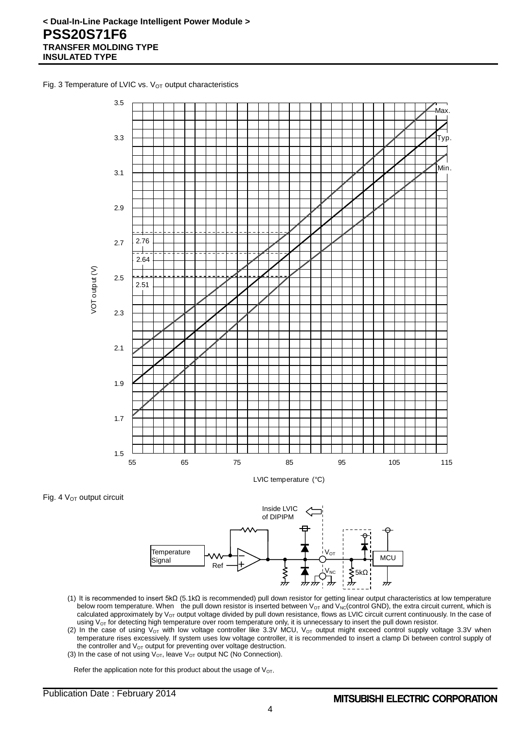Fig. 3 Temperature of LVIC vs. $V_{OT}$ output characteristics

Fig. 4 $V_{OT}$ output circuit

(1) It is recommended to insert 5kΩ (5.1kΩ is recommended) pull down resistor for getting linear output characteristics at low temperature below room temperature. When the pull down resistor is inserted between $V_{OT}$ and $V_{NC}$(control GND), the extra circuit current, which is calculated approximately by $V_{OT}$ output voltage divided by pull down resistance, flows as LVIC circuit current continuously. In the case of using $V_{OT}$ for detecting high temperature over room temperature only, it is unnecessary to insert the pull down resistor.

(2) In the case of using $V_{OT}$ with low voltage controller like 3.3V MCU, $V_{OT}$ output might exceed control supply voltage 3.3V when temperature rises excessively. If system uses low voltage controller, it is recommended to insert a clamp Di between control supply of the controller and $V_{OT}$ output for preventing over voltage destruction.

(3) In the case of not using $V_{OT}$, leave $V_{OT}$ output NC (No Connection).

Refer the application note for this product about the usage of $V_{OT}$.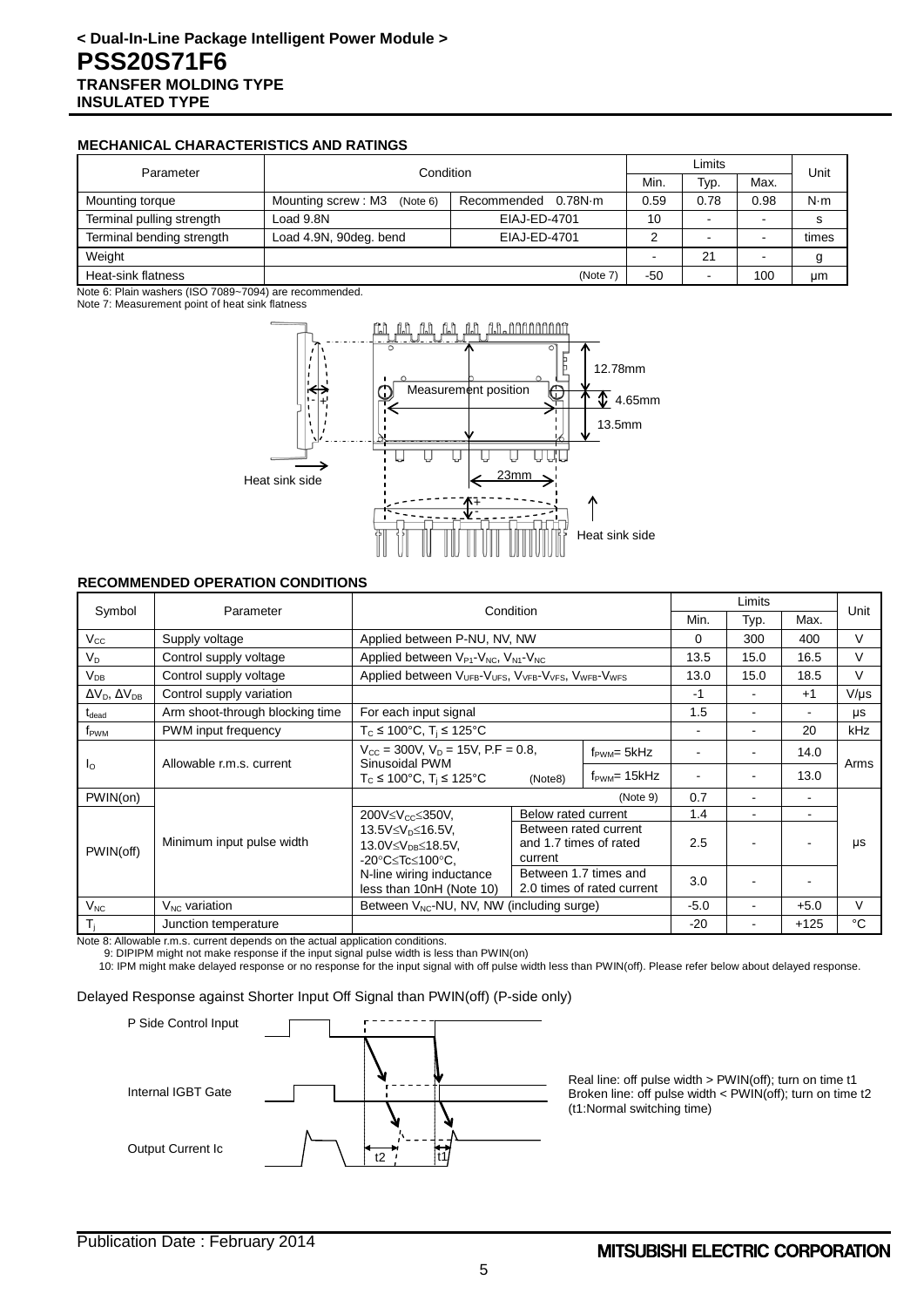**< Dual-In-Line Package Intelligent Power Module >**

# PSS20S71F6

**TRANSFER MOLDING TYPE**
**INSULATED TYPE**

### MECHANICAL CHARACTERISTICS AND RATINGS

| Parameter | Condition | | Limits Min. | Typ. | Max. | Unit |
|---|---|---|---|---|---|---|
| Mounting torque | Mounting screw : M3 (Note 6) | Recommended 0.78N·m | 0.59 | 0.78 | 0.98 | N·m |
| Terminal pulling strength | Load 9.8N | EIAJ-ED-4701 | 10 | - | - | s |
| Terminal bending strength | Load 4.9N, 90deg. bend | EIAJ-ED-4701 | 2 | - | - | times |
| Weight | | | - | 21 | - | g |
| Heat-sink flatness | | (Note 7) | -50 | - | 100 | μm |

Note 6: Plain washers (ISO 7089~7094) are recommended.
Note 7: Measurement point of heat sink flatness

Measurement position, 12.78mm, 4.65mm, 13.5mm, 23mm, Heat sink side, Heat sink side

### RECOMMENDED OPERATION CONDITIONS

| Symbol | Parameter | Condition | | Limits Min. | Typ. | Max. | Unit |
|---|---|---|---|---|---|---|---|
| $V_{CC}$ | Supply voltage | Applied between P-NU, NV, NW | | 0 | 300 | 400 | V |
| $V_D$ | Control supply voltage | Applied between $V_{P1}$-$V_{NC}$, $V_{N1}$-$V_{NC}$ | | 13.5 | 15.0 | 16.5 | V |
| $V_{DB}$ | Control supply voltage | Applied between $V_{UFB}$-$V_{UFS}$, $V_{VFB}$-$V_{VFS}$, $V_{WFB}$-$V_{WFS}$ | | 13.0 | 15.0 | 18.5 | V |
| $\Delta V_D$, $\Delta V_{DB}$ | Control supply variation | | | -1 | - | +1 | V/μs |
| $t_{dead}$ | Arm shoot-through blocking time | For each input signal | | 1.5 | - | - | μs |
| $f_{PWM}$ | PWM input frequency | $T_C \leq 100°C$, $T_j \leq 125°C$ | | - | - | 20 | kHz |
| $I_O$ | Allowable r.m.s. current | $V_{CC}$ = 300V, $V_D$ = 15V, P.F = 0.8, Sinusoidal PWM $T_C \leq 100°C$, $T_j \leq 125°C$ (Note8) | $f_{PWM}$= 5kHz | - | - | 14.0 | Arms |
| | | | $f_{PWM}$= 15kHz | - | - | 13.0 | Arms |
| PWIN(on) | Minimum input pulse width | (Note 9) | | 0.7 | - | - | μs |
| PWIN(off) | | 200V≤$V_{CC}$≤350V, 13.5V≤$V_D$≤16.5V, 13.0V≤$V_{DB}$≤18.5V, -20°C≤Tc≤100°C, N-line wiring inductance less than 10nH (Note 10) | Below rated current | 1.4 | - | - | |
| | | | Between rated current and 1.7 times of rated current | 2.5 | - | - | |
| | | | Between 1.7 times and 2.0 times of rated current | 3.0 | - | - | |
| $V_{NC}$ | $V_{NC}$ variation | Between $V_{NC}$-NU, NV, NW (including surge) | | -5.0 | - | +5.0 | V |
| $T_j$ | Junction temperature | | | -20 | - | +125 | °C |

Note 8: Allowable r.m.s. current depends on the actual application conditions.
9: DIPIPM might not make response if the input signal pulse width is less than PWIN(on)
10: IPM might make delayed response or no response for the input signal with off pulse width less than PWIN(off). Please refer below about delayed response.

Delayed Response against Shorter Input Off Signal than PWIN(off) (P-side only)

P Side Control Input
Internal IGBT Gate
Output Current Ic
t2, t1

Real line: off pulse width > PWIN(off); turn on time t1
Broken line: off pulse width < PWIN(off); turn on time t2
(t1:Normal switching time)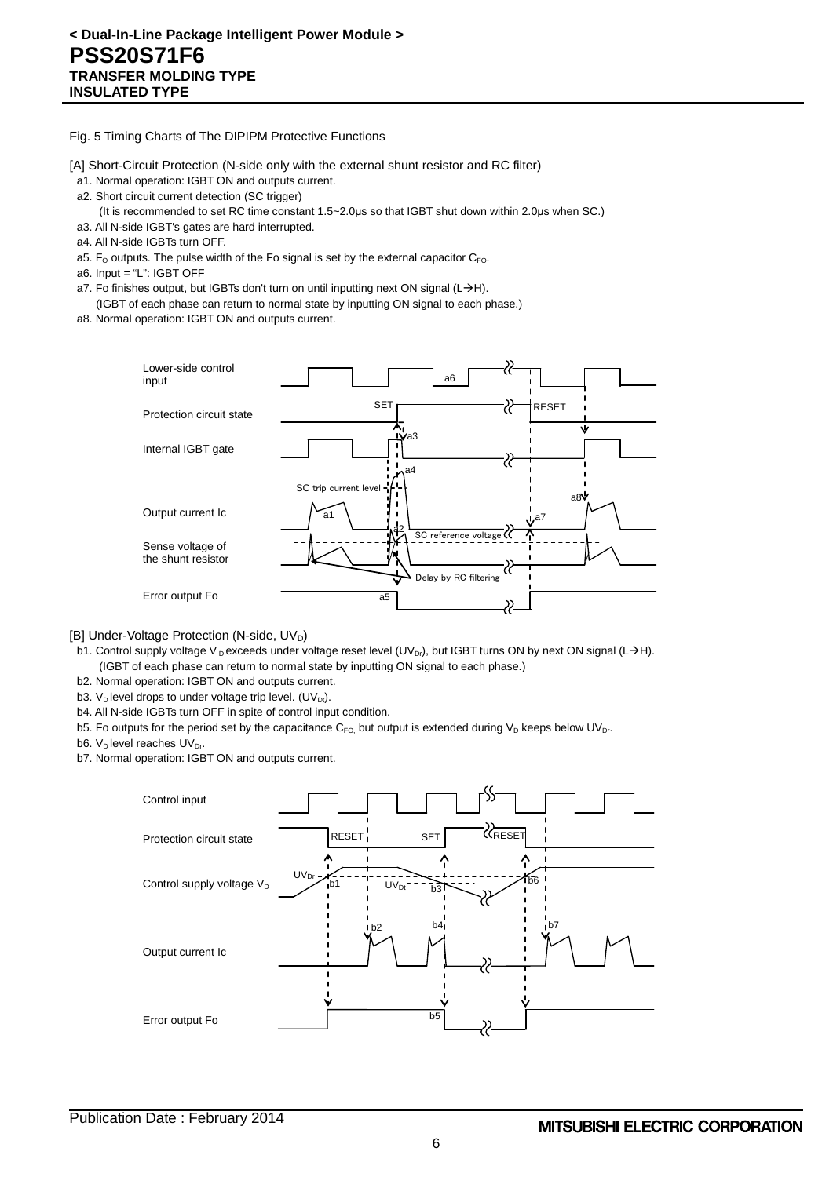Fig. 5 Timing Charts of The DIPIPM Protective Functions

[A] Short-Circuit Protection (N-side only with the external shunt resistor and RC filter)

a1. Normal operation: IGBT ON and outputs current.

a2. Short circuit current detection (SC trigger)
(It is recommended to set RC time constant 1.5~2.0μs so that IGBT shut down within 2.0μs when SC.)

a3. All N-side IGBT's gates are hard interrupted.

a4. All N-side IGBTs turn OFF.

a5. $F_O$ outputs. The pulse width of the Fo signal is set by the external capacitor $C_{FO}$.

a6. Input = "L": IGBT OFF

a7. Fo finishes output, but IGBTs don't turn on until inputting next ON signal (L→H).
(IGBT of each phase can return to normal state by inputting ON signal to each phase.)

a8. Normal operation: IGBT ON and outputs current.

Lower-side control input | Protection circuit state | Internal IGBT gate | Output current Ic | Sense voltage of the shunt resistor | Error output Fo

SET | RESET | SC trip current level | SC reference voltage | Delay by RC filtering

[B] Under-Voltage Protection (N-side, $UV_D$)

b1. Control supply voltage $V_D$ exceeds under voltage reset level ($UV_{Dr}$), but IGBT turns ON by next ON signal (L→H).
(IGBT of each phase can return to normal state by inputting ON signal to each phase.)

b2. Normal operation: IGBT ON and outputs current.

b3. $V_D$ level drops to under voltage trip level. ($UV_{Dt}$).

b4. All N-side IGBTs turn OFF in spite of control input condition.

b5. Fo outputs for the period set by the capacitance $C_{FO}$, but output is extended during $V_D$ keeps below $UV_{Dr}$.

b6. $V_D$ level reaches $UV_{Dr}$.

b7. Normal operation: IGBT ON and outputs current.

Control input | Protection circuit state | Control supply voltage $V_D$ | Output current Ic | Error output Fo

RESET | SET | RESET | $UV_{Dr}$ | $UV_{Dt}$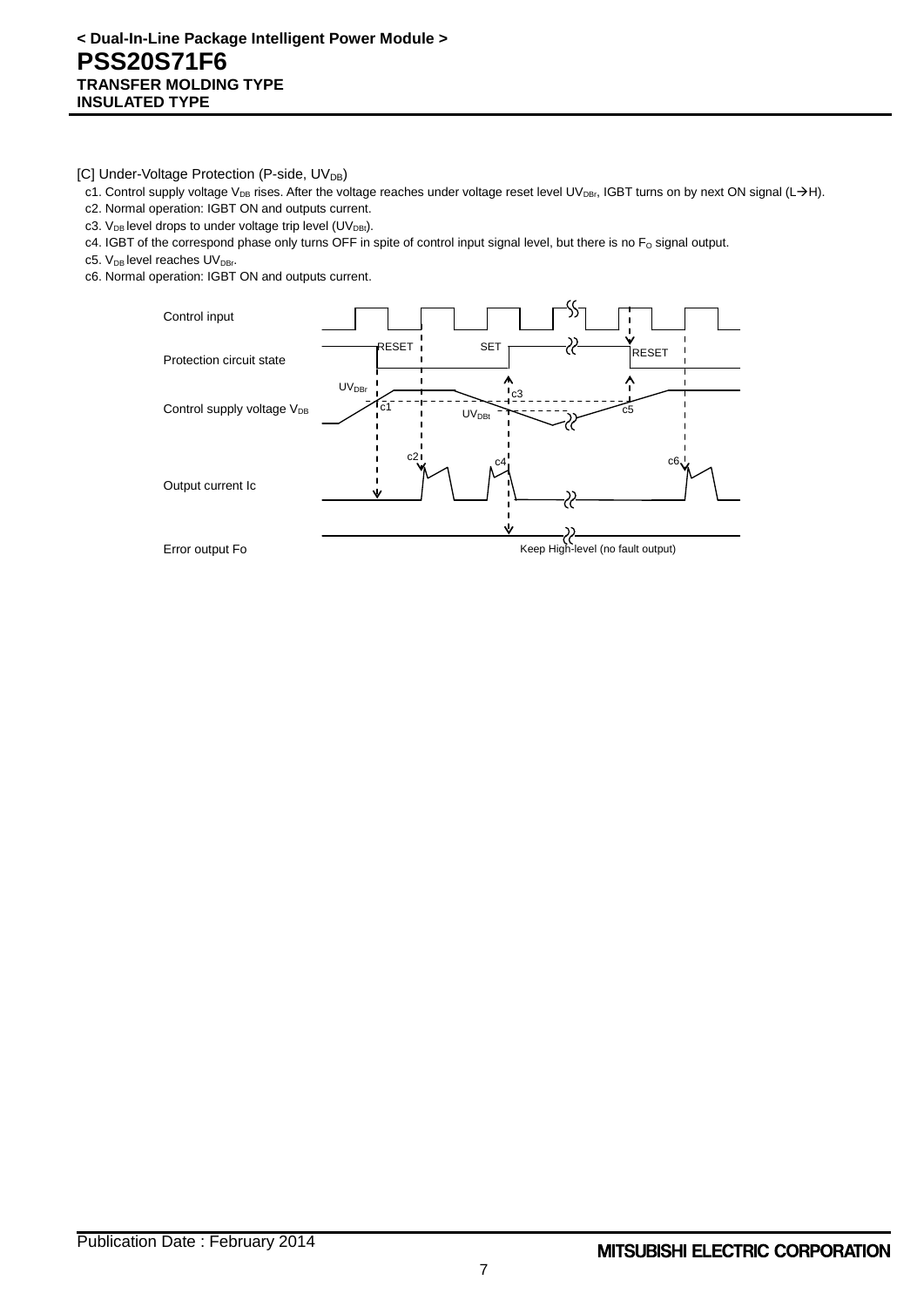[C] Under-Voltage Protection (P-side, $UV_{DB}$)

c1. Control supply voltage $V_{DB}$ rises. After the voltage reaches under voltage reset level $UV_{DBr}$, IGBT turns on by next ON signal (L→H).

c2. Normal operation: IGBT ON and outputs current.

c3. $V_{DB}$ level drops to under voltage trip level ($UV_{DBt}$).

c4. IGBT of the correspond phase only turns OFF in spite of control input signal level, but there is no $F_O$ signal output.

c5. $V_{DB}$ level reaches $UV_{DBr}$.

c6. Normal operation: IGBT ON and outputs current.

Control input

Protection circuit state: RESET, SET, RESET

Control supply voltage $V_{DB}$: $UV_{DBr}$, $UV_{DBt}$, c1, c3, c5

Output current Ic: c2, c4, c6

Error output Fo: Keep High-level (no fault output)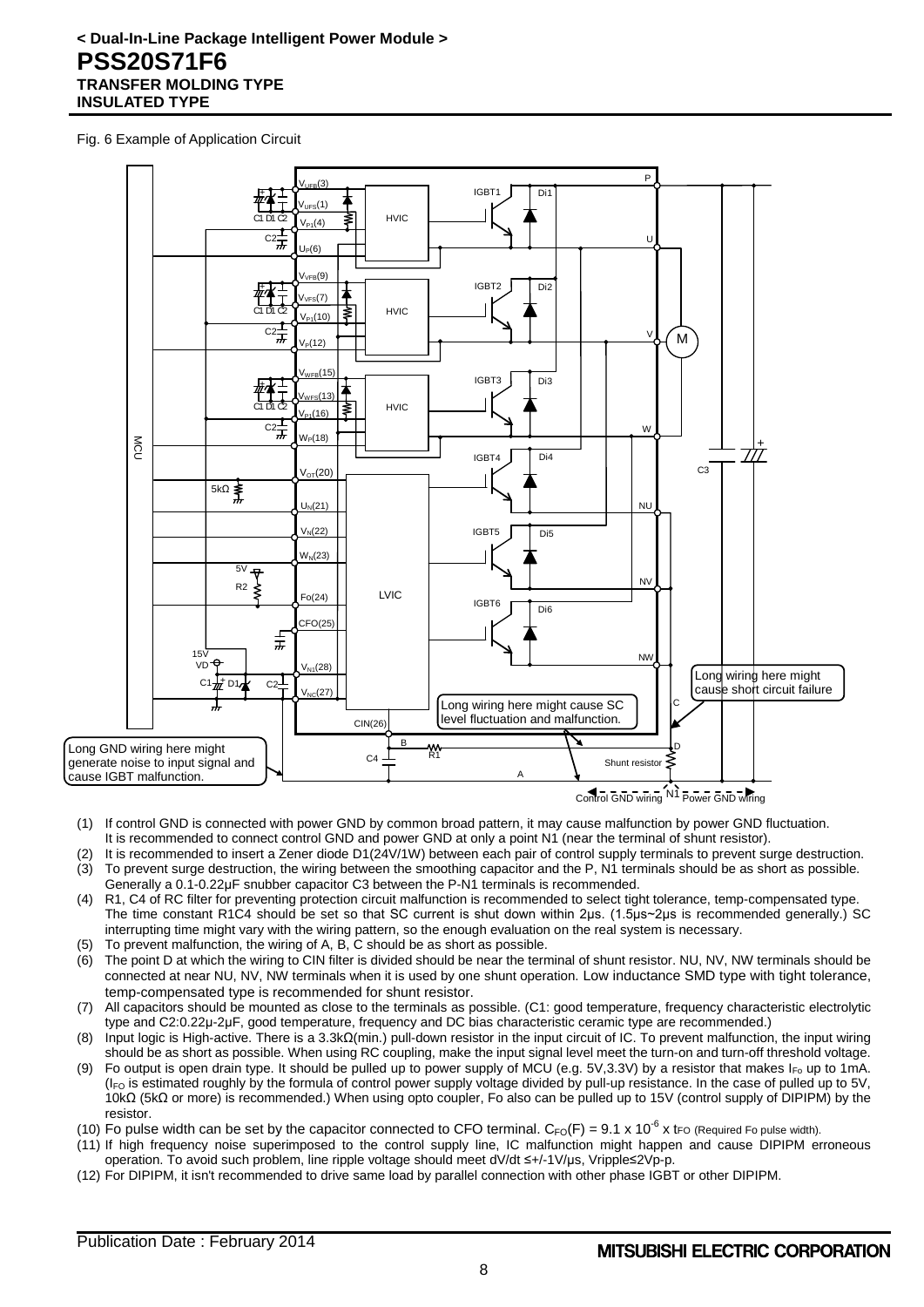Fig. 6 Example of Application Circuit

(1) If control GND is connected with power GND by common broad pattern, it may cause malfunction by power GND fluctuation. It is recommended to connect control GND and power GND at only a point N1 (near the terminal of shunt resistor).
(2) It is recommended to insert a Zener diode D1(24V/1W) between each pair of control supply terminals to prevent surge destruction.
(3) To prevent surge destruction, the wiring between the smoothing capacitor and the P, N1 terminals should be as short as possible. Generally a 0.1-0.22μF snubber capacitor C3 between the P-N1 terminals is recommended.
(4) R1, C4 of RC filter for preventing protection circuit malfunction is recommended to select tight tolerance, temp-compensated type. The time constant R1C4 should be set so that SC current is shut down within 2μs. (1.5μs~2μs is recommended generally.) SC interrupting time might vary with the wiring pattern, so the enough evaluation on the real system is necessary.
(5) To prevent malfunction, the wiring of A, B, C should be as short as possible.
(6) The point D at which the wiring to CIN filter is divided should be near the terminal of shunt resistor. NU, NV, NW terminals should be connected at near NU, NV, NW terminals when it is used by one shunt operation. Low inductance SMD type with tight tolerance, temp-compensated type is recommended for shunt resistor.
(7) All capacitors should be mounted as close to the terminals as possible. (C1: good temperature, frequency characteristic electrolytic type and C2:0.22μ-2μF, good temperature, frequency and DC bias characteristic ceramic type are recommended.)
(8) Input logic is High-active. There is a 3.3kΩ(min.) pull-down resistor in the input circuit of IC. To prevent malfunction, the input wiring should be as short as possible. When using RC coupling, make the input signal level meet the turn-on and turn-off threshold voltage.
(9) Fo output is open drain type. It should be pulled up to power supply of MCU (e.g. 5V,3.3V) by a resistor that makes $I_{Fo}$ up to 1mA. ($I_{FO}$ is estimated roughly by the formula of control power supply voltage divided by pull-up resistance. In the case of pulled up to 5V, 10kΩ (5kΩ or more) is recommended.) When using opto coupler, Fo also can be pulled up to 15V (control supply of DIPIPM) by the resistor.
(10) Fo pulse width can be set by the capacitor connected to CFO terminal. $C_{FO}(F) = 9.1 \times 10^{-6} \times t_{FO}$ (Required Fo pulse width).
(11) If high frequency noise superimposed to the control supply line, IC malfunction might happen and cause DIPIPM erroneous operation. To avoid such problem, line ripple voltage should meet dV/dt ≤+/-1V/μs, Vripple≤2Vp-p.
(12) For DIPIPM, it isn't recommended to drive same load by parallel connection with other phase IGBT or other DIPIPM.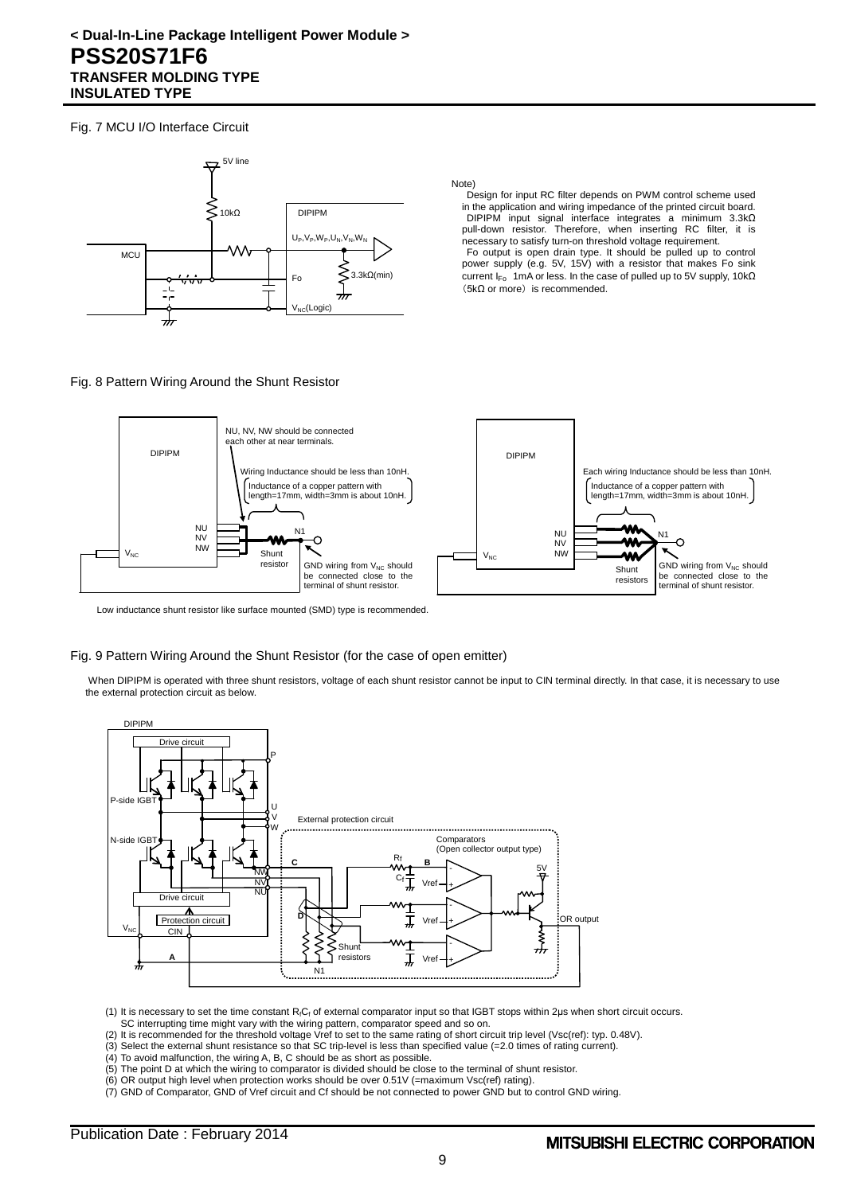# < Dual-In-Line Package Intelligent Power Module >
# PSS20S71F6
**TRANSFER MOLDING TYPE**
**INSULATED TYPE**

Fig. 7 MCU I/O Interface Circuit

5V line

10kΩ

DIPIPM

MCU

$U_P, V_P, W_P, U_N, V_N, W_N$

3.3kΩ(min)

Fo

$V_{NC}$(Logic)

Note)
Design for input RC filter depends on PWM control scheme used in the application and wiring impedance of the printed circuit board.
DIPIPM input signal interface integrates a minimum 3.3kΩ pull-down resistor. Therefore, when inserting RC filter, it is necessary to satisfy turn-on threshold voltage requirement.
Fo output is open drain type. It should be pulled up to control power supply (e.g. 5V, 15V) with a resistor that makes Fo sink current $I_{Fo}$ 1mA or less. In the case of pulled up to 5V supply, 10kΩ (5kΩ or more) is recommended.

Fig. 8 Pattern Wiring Around the Shunt Resistor

DIPIPM

NU, NV, NW should be connected each other at near terminals.

Wiring Inductance should be less than 10nH.

Inductance of a copper pattern with length=17mm, width=3mm is about 10nH.

NU NV NW

$V_{NC}$

N1

Shunt resistor

GND wiring from $V_{NC}$ should be connected close to the terminal of shunt resistor.

DIPIPM

Each wiring Inductance should be less than 10nH.

Inductance of a copper pattern with length=17mm, width=3mm is about 10nH.

NU NV NW

$V_{NC}$

N1

Shunt resistors

GND wiring from $V_{NC}$ should be connected close to the terminal of shunt resistor.

Low inductance shunt resistor like surface mounted (SMD) type is recommended.

Fig. 9 Pattern Wiring Around the Shunt Resistor (for the case of open emitter)

When DIPIPM is operated with three shunt resistors, voltage of each shunt resistor cannot be input to CIN terminal directly. In that case, it is necessary to use the external protection circuit as below.

DIPIPM

Drive circuit

P

P-side IGBT

U V W

External protection circuit

N-side IGBT

Comparators (Open collector output type)

$R_f$

C B

NW NV NU

$C_f$

5V

Vref

Drive circuit

D

Protection circuit

Vref

OR output

$V_{NC}$ CIN

Shunt resistors

A

Vref

N1

(1) It is necessary to set the time constant $R_fC_f$ of external comparator input so that IGBT stops within 2μs when short circuit occurs.
SC interrupting time might vary with the wiring pattern, comparator speed and so on.
(2) It is recommended for the threshold voltage Vref to set to the same rating of short circuit trip level (Vsc(ref): typ. 0.48V).
(3) Select the external shunt resistance so that SC trip-level is less than specified value (=2.0 times of rating current).
(4) To avoid malfunction, the wiring A, B, C should be as short as possible.
(5) The point D at which the wiring to comparator is divided should be close to the terminal of shunt resistor.
(6) OR output high level when protection works should be over 0.51V (=maximum Vsc(ref) rating).
(7) GND of Comparator, GND of Vref circuit and Cf should be not connected to power GND but to control GND wiring.

Publication Date : February 2014

MITSUBISHI ELECTRIC CORPORATION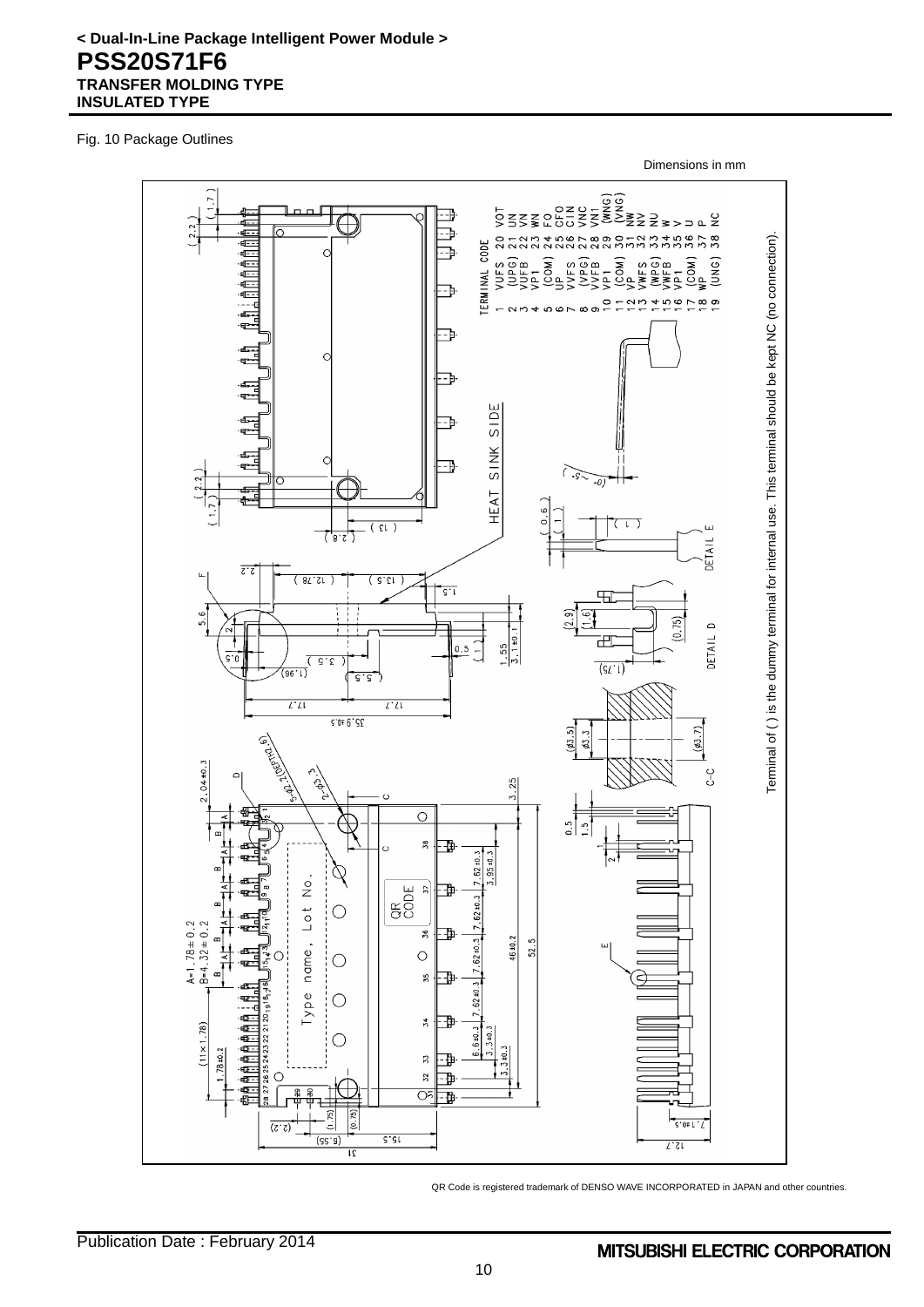< Dual-In-Line Package Intelligent Power Module >

# PSS20S71F6

**TRANSFER MOLDING TYPE**
**INSULATED TYPE**

Fig. 10 Package Outlines

Dimensions in mm

TERMINAL CODE

| No. | Terminal | No. | Terminal |
|---|---|---|---|
| 1 | VUFS | 20 | VOT |
| 2 | (UPG) | 21 | UN |
| 3 | VUFB | 22 | VN |
| 4 | VP1 | 23 | WN |
| 5 | (COM) | 24 | FO |
| 6 | UP | 25 | CFO |
| 7 | VVFS | 26 | CIN |
| 8 | (VPG) | 27 | VNC |
| 9 | VVFB | 28 | VN1 |
| 10 | VP1 | 29 | (WNG) |
| 11 | (COM) | 30 | (VNG) |
| 12 | VP | 31 | NW |
| 13 | VWFS | 32 | NV |
| 14 | (WPG) | 33 | NU |
| 15 | VWFB | 34 | W |
| 16 | VP1 | 35 | V |
| 17 | (COM) | 36 | U |
| 18 | WP | 37 | P |
| 19 | (UNG) | 38 | NC |

A=1.78±0.2
B=4.32±0.2

Terminal of ( ) is the dummy terminal for internal use. This terminal should be kept NC (no connection).

QR Code is registered trademark of DENSO WAVE INCORPORATED in JAPAN and other countries.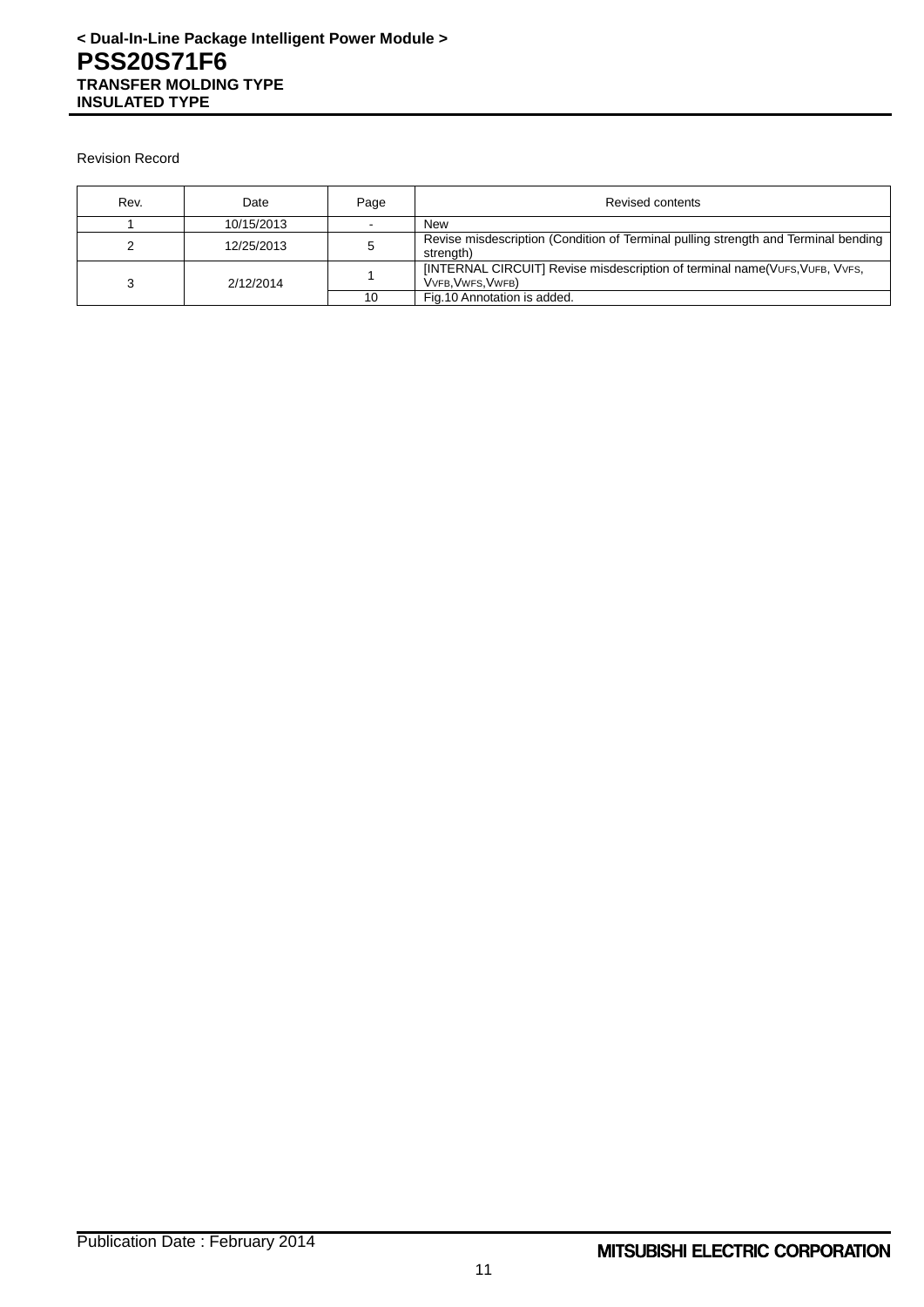Revision Record

| Rev. | Date | Page | Revised contents |
|---|---|---|---|
| 1 | 10/15/2013 | - | New |
| 2 | 12/25/2013 | 5 | Revise misdescription (Condition of Terminal pulling strength and Terminal bending strength) |
| 3 | 2/12/2014 | 1 | [INTERNAL CIRCUIT] Revise misdescription of terminal name($V_{UFS}$,$V_{UFB}$, $V_{VFS}$, $V_{VFB}$,$V_{WFS}$,$V_{WFB}$) |
| | | 10 | Fig.10 Annotation is added. |

Publication Date : February 2014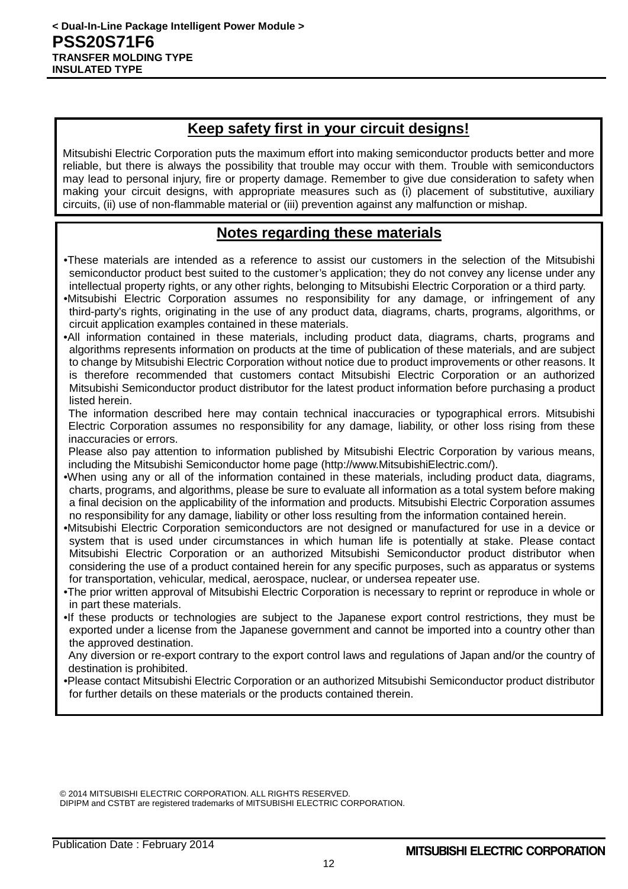## Keep safety first in your circuit designs!

Mitsubishi Electric Corporation puts the maximum effort into making semiconductor products better and more reliable, but there is always the possibility that trouble may occur with them. Trouble with semiconductors may lead to personal injury, fire or property damage. Remember to give due consideration to safety when making your circuit designs, with appropriate measures such as (i) placement of substitutive, auxiliary circuits, (ii) use of non-flammable material or (iii) prevention against any malfunction or mishap.

## Notes regarding these materials

- These materials are intended as a reference to assist our customers in the selection of the Mitsubishi semiconductor product best suited to the customer's application; they do not convey any license under any intellectual property rights, or any other rights, belonging to Mitsubishi Electric Corporation or a third party.
- Mitsubishi Electric Corporation assumes no responsibility for any damage, or infringement of any third-party's rights, originating in the use of any product data, diagrams, charts, programs, algorithms, or circuit application examples contained in these materials.
- All information contained in these materials, including product data, diagrams, charts, programs and algorithms represents information on products at the time of publication of these materials, and are subject to change by Mitsubishi Electric Corporation without notice due to product improvements or other reasons. It is therefore recommended that customers contact Mitsubishi Electric Corporation or an authorized Mitsubishi Semiconductor product distributor for the latest product information before purchasing a product listed herein.
  The information described here may contain technical inaccuracies or typographical errors. Mitsubishi Electric Corporation assumes no responsibility for any damage, liability, or other loss rising from these inaccuracies or errors.
  Please also pay attention to information published by Mitsubishi Electric Corporation by various means, including the Mitsubishi Semiconductor home page (http://www.MitsubishiElectric.com/).
- When using any or all of the information contained in these materials, including product data, diagrams, charts, programs, and algorithms, please be sure to evaluate all information as a total system before making a final decision on the applicability of the information and products. Mitsubishi Electric Corporation assumes no responsibility for any damage, liability or other loss resulting from the information contained herein.
- Mitsubishi Electric Corporation semiconductors are not designed or manufactured for use in a device or system that is used under circumstances in which human life is potentially at stake. Please contact Mitsubishi Electric Corporation or an authorized Mitsubishi Semiconductor product distributor when considering the use of a product contained herein for any specific purposes, such as apparatus or systems for transportation, vehicular, medical, aerospace, nuclear, or undersea repeater use.
- The prior written approval of Mitsubishi Electric Corporation is necessary to reprint or reproduce in whole or in part these materials.
- If these products or technologies are subject to the Japanese export control restrictions, they must be exported under a license from the Japanese government and cannot be imported into a country other than the approved destination.
  Any diversion or re-export contrary to the export control laws and regulations of Japan and/or the country of destination is prohibited.
- Please contact Mitsubishi Electric Corporation or an authorized Mitsubishi Semiconductor product distributor for further details on these materials or the products contained therein.

© 2014 MITSUBISHI ELECTRIC CORPORATION. ALL RIGHTS RESERVED.
DIPIPM and CSTBT are registered trademarks of MITSUBISHI ELECTRIC CORPORATION.